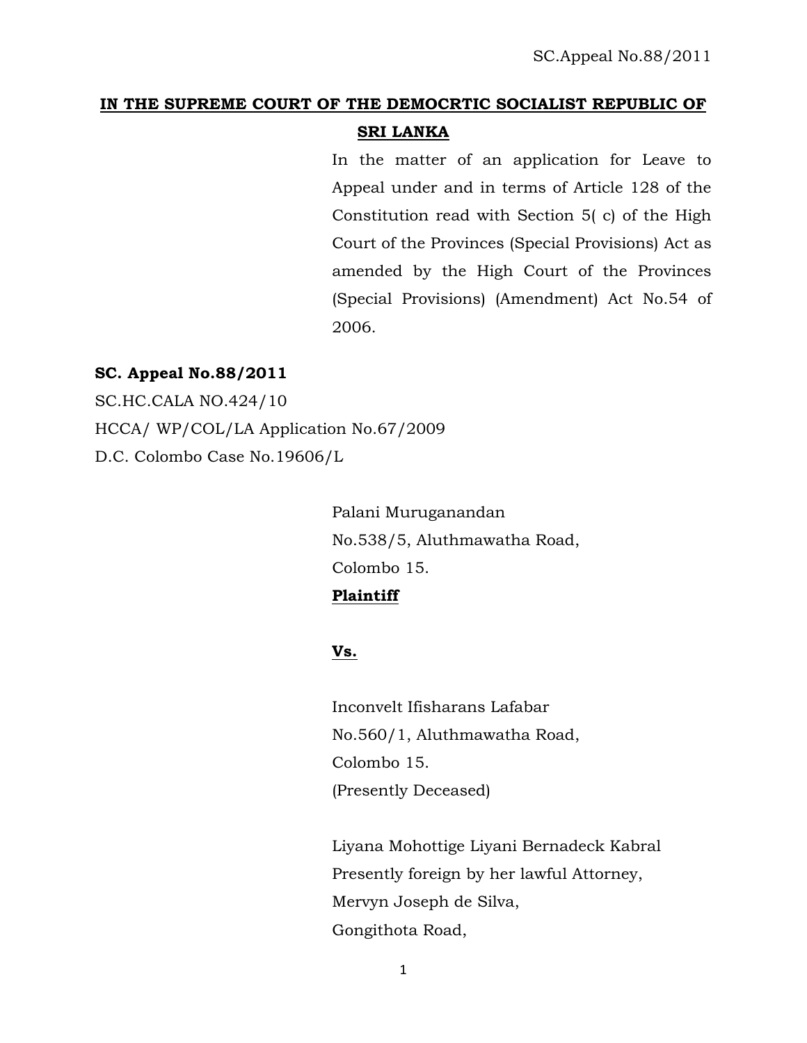**IN THE SUPREME COURT OF THE DEMOCRTIC SOCIALIST REPUBLIC OF SRI LANKA**

In the matter of an application for Leave to Appeal under and in terms of Article 128 of the Constitution read with Section 5( c) of the High Court of the Provinces (Special Provisions) Act as amended by the High Court of the Provinces (Special Provisions) (Amendment) Act No.54 of 2006.

**SC. Appeal No.88/2011**
SC.HC.CALA NO.424/10
HCCA/ WP/COL/LA Application No.67/2009
D.C. Colombo Case No.19606/L

Palani Muruganandan
No.538/5, Aluthmawatha Road,
Colombo 15.
**Plaintiff**

**Vs.**

Inconvelt Ifisharans Lafabar
No.560/1, Aluthmawatha Road,
Colombo 15.
(Presently Deceased)

Liyana Mohottige Liyani Bernadeck Kabral
Presently foreign by her lawful Attorney,
Mervyn Joseph de Silva,
Gongithota Road,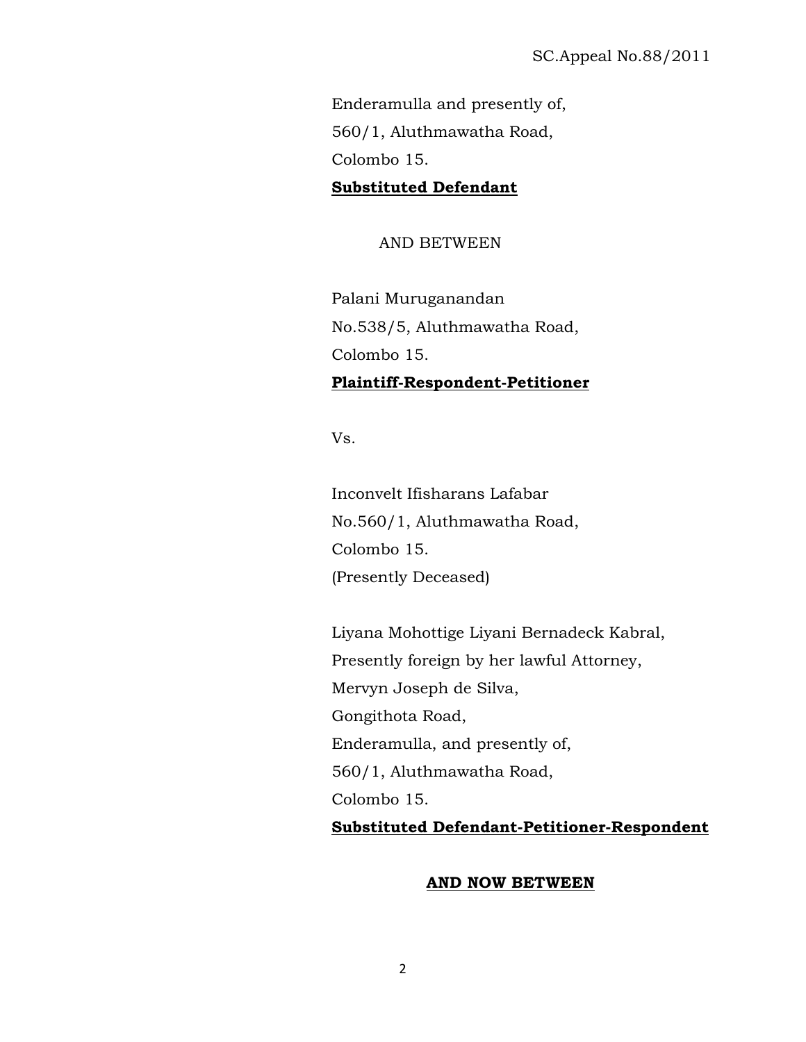Enderamulla and presently of,
560/1, Aluthmawatha Road,
Colombo 15.
**Substituted Defendant**

AND BETWEEN

Palani Muruganandan
No.538/5, Aluthmawatha Road,
Colombo 15.
**Plaintiff-Respondent-Petitioner**

Vs.

Inconvelt Ifisharans Lafabar
No.560/1, Aluthmawatha Road,
Colombo 15.
(Presently Deceased)

Liyana Mohottige Liyani Bernadeck Kabral,
Presently foreign by her lawful Attorney,
Mervyn Joseph de Silva,
Gongithota Road,
Enderamulla, and presently of,
560/1, Aluthmawatha Road,
Colombo 15.
**Substituted Defendant-Petitioner-Respondent**

**AND NOW BETWEEN**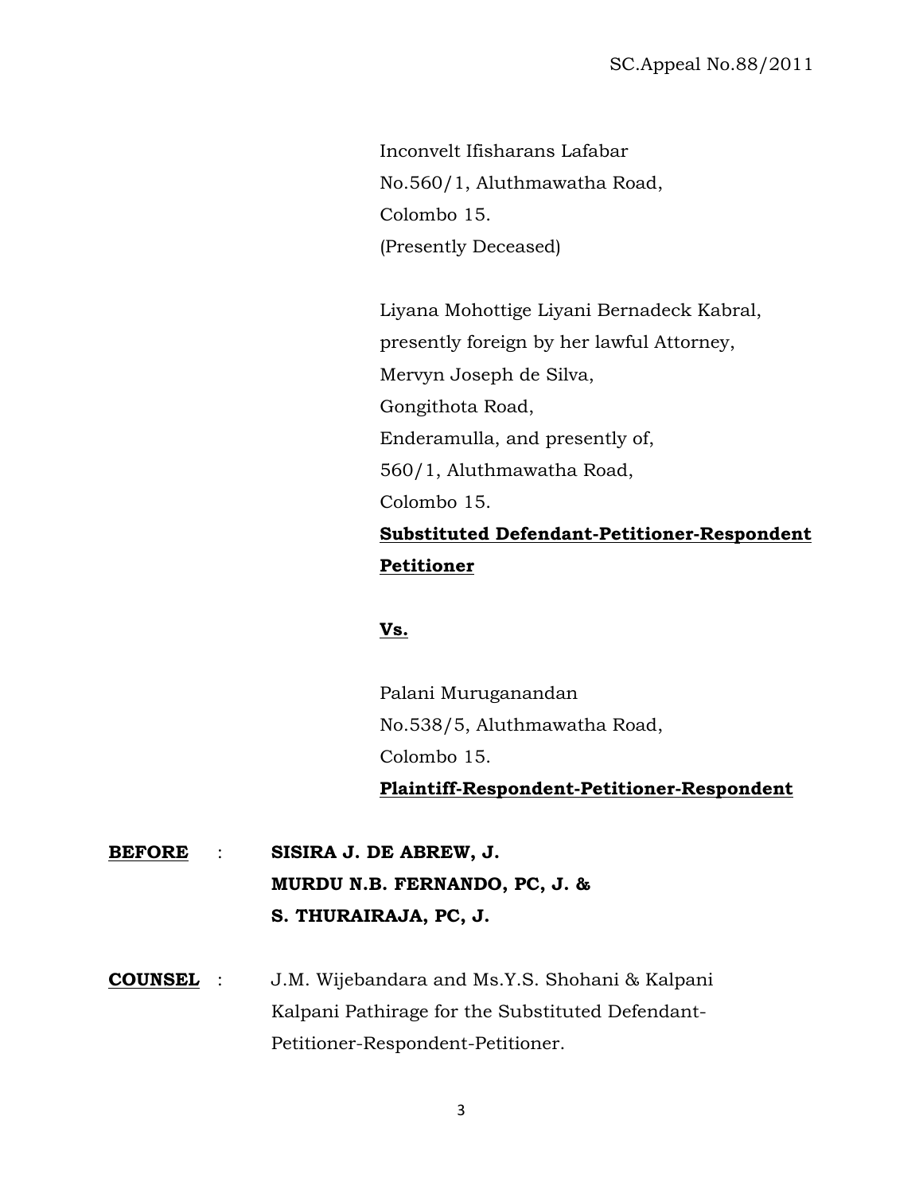Inconvelt Ifisharans Lafabar
No.560/1, Aluthmawatha Road,
Colombo 15.
(Presently Deceased)

Liyana Mohottige Liyani Bernadeck Kabral,
presently foreign by her lawful Attorney,
Mervyn Joseph de Silva,
Gongithota Road,
Enderamulla, and presently of,
560/1, Aluthmawatha Road,
Colombo 15.
**Substituted Defendant-Petitioner-Respondent Petitioner**

**Vs.**

Palani Muruganandan
No.538/5, Aluthmawatha Road,
Colombo 15.
**Plaintiff-Respondent-Petitioner-Respondent**

**BEFORE** : **SISIRA J. DE ABREW, J.**
**MURDU N.B. FERNANDO, PC, J. &**
**S. THURAIRAJA, PC, J.**

**COUNSEL** : J.M. Wijebandara and Ms.Y.S. Shohani & Kalpani Kalpani Pathirage for the Substituted Defendant-Petitioner-Respondent-Petitioner.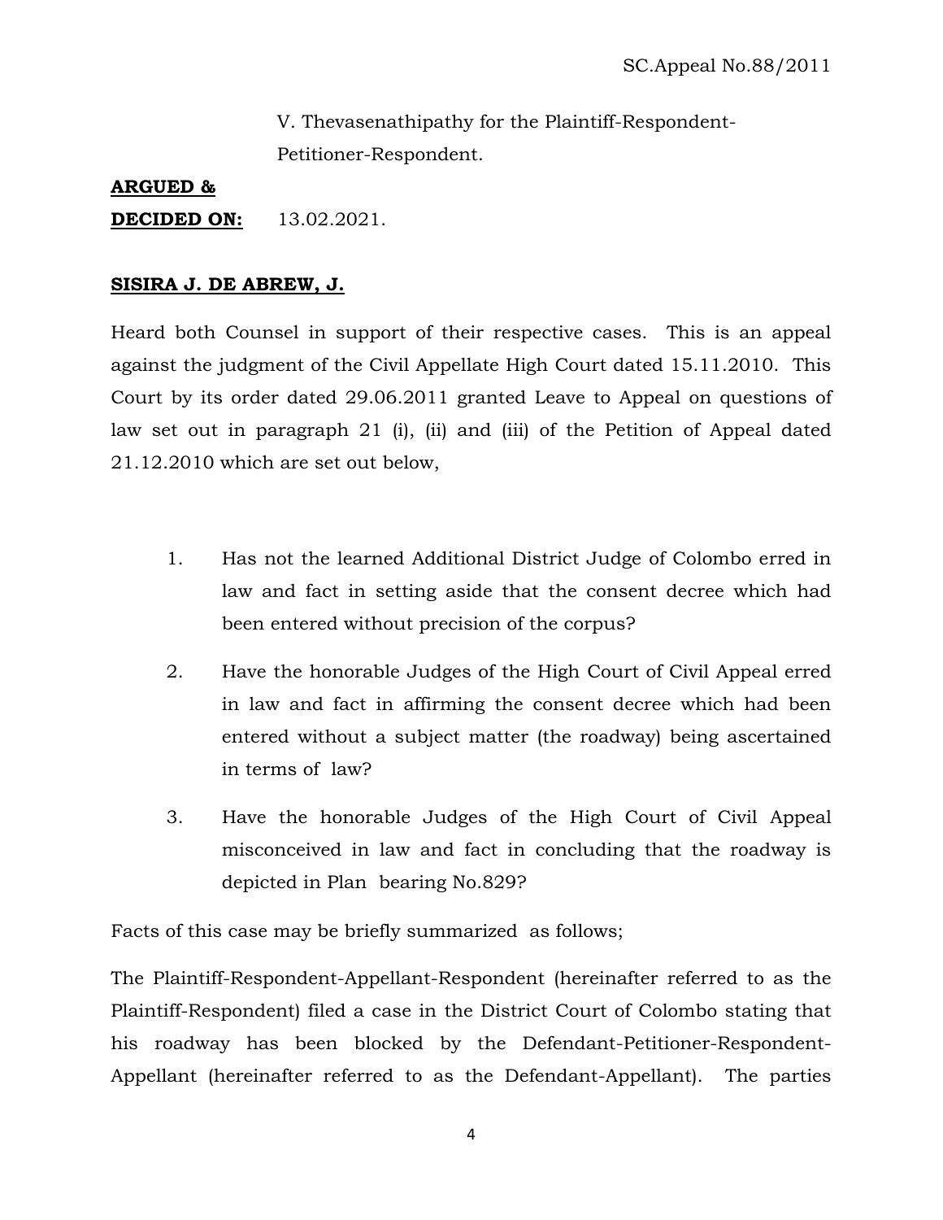V. Thevasenathipathy for the Plaintiff-Respondent-Petitioner-Respondent.

**ARGUED &**

**DECIDED ON:** 13.02.2021.

**SISIRA J. DE ABREW, J.**

Heard both Counsel in support of their respective cases. This is an appeal against the judgment of the Civil Appellate High Court dated 15.11.2010. This Court by its order dated 29.06.2011 granted Leave to Appeal on questions of law set out in paragraph 21 (i), (ii) and (iii) of the Petition of Appeal dated 21.12.2010 which are set out below,

1. Has not the learned Additional District Judge of Colombo erred in law and fact in setting aside that the consent decree which had been entered without precision of the corpus?

2. Have the honorable Judges of the High Court of Civil Appeal erred in law and fact in affirming the consent decree which had been entered without a subject matter (the roadway) being ascertained in terms of law?

3. Have the honorable Judges of the High Court of Civil Appeal misconceived in law and fact in concluding that the roadway is depicted in Plan bearing No.829?

Facts of this case may be briefly summarized as follows;

The Plaintiff-Respondent-Appellant-Respondent (hereinafter referred to as the Plaintiff-Respondent) filed a case in the District Court of Colombo stating that his roadway has been blocked by the Defendant-Petitioner-Respondent-Appellant (hereinafter referred to as the Defendant-Appellant). The parties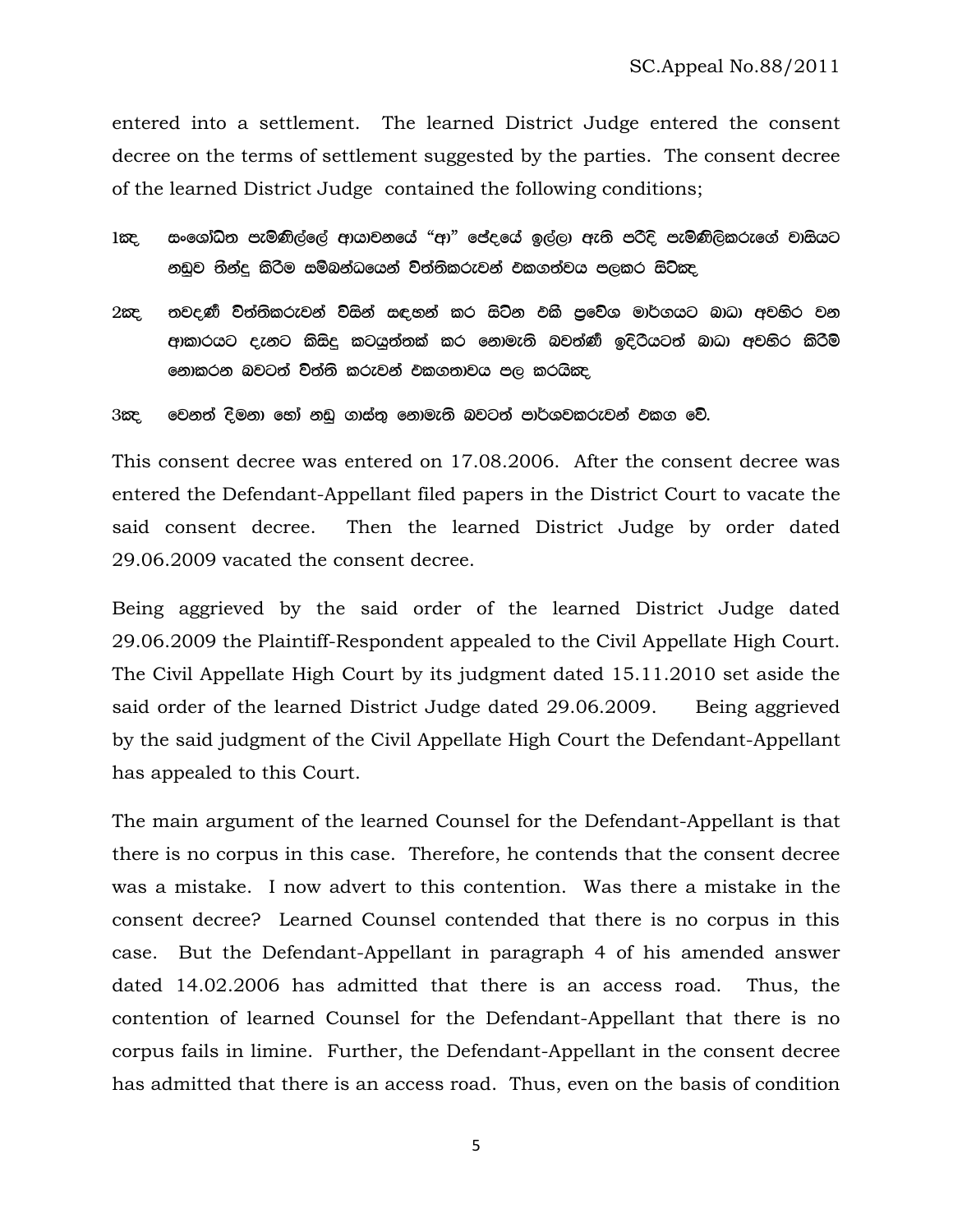entered into a settlement. The learned District Judge entered the consent decree on the terms of settlement suggested by the parties. The consent decree of the learned District Judge contained the following conditions;

1කද සංශෝධිත පැමිණිල්ලේ ආයාචනයේ "ආ" ජේදයේ ඉල්ලා ඇති පරිදි පැමිණිලිකරුගේ වාසියට නඩුව තීන්දු කිරීම සම්බන්ධයෙන් විත්තිකරුවන් එකගත්වය පලකර සිටිකද

2කද තවදණී විත්තිකරුවන් විසින් සඳහන් කර සිටින එකී ප්‍රවේශ මාර්ගයට බාධා අවහිර වන ආකාරයට දැනට කිසිදු කටයුත්තක් කර නොමැති බවත්ණී ඉදිරියටත් බාධා අවහිර කිරීම් නොකරන බවටත් විත්ති කරුවන් එකගතාවය පල කරයිකද

3කද වෙනත් දිමනා හෝ නඩු ගාස්තු නොමැති බවටත් පාර්ශවකරුවන් එකග වේ.

This consent decree was entered on 17.08.2006. After the consent decree was entered the Defendant-Appellant filed papers in the District Court to vacate the said consent decree. Then the learned District Judge by order dated 29.06.2009 vacated the consent decree.

Being aggrieved by the said order of the learned District Judge dated 29.06.2009 the Plaintiff-Respondent appealed to the Civil Appellate High Court. The Civil Appellate High Court by its judgment dated 15.11.2010 set aside the said order of the learned District Judge dated 29.06.2009. Being aggrieved by the said judgment of the Civil Appellate High Court the Defendant-Appellant has appealed to this Court.

The main argument of the learned Counsel for the Defendant-Appellant is that there is no corpus in this case. Therefore, he contends that the consent decree was a mistake. I now advert to this contention. Was there a mistake in the consent decree? Learned Counsel contended that there is no corpus in this case. But the Defendant-Appellant in paragraph 4 of his amended answer dated 14.02.2006 has admitted that there is an access road. Thus, the contention of learned Counsel for the Defendant-Appellant that there is no corpus fails in limine. Further, the Defendant-Appellant in the consent decree has admitted that there is an access road. Thus, even on the basis of condition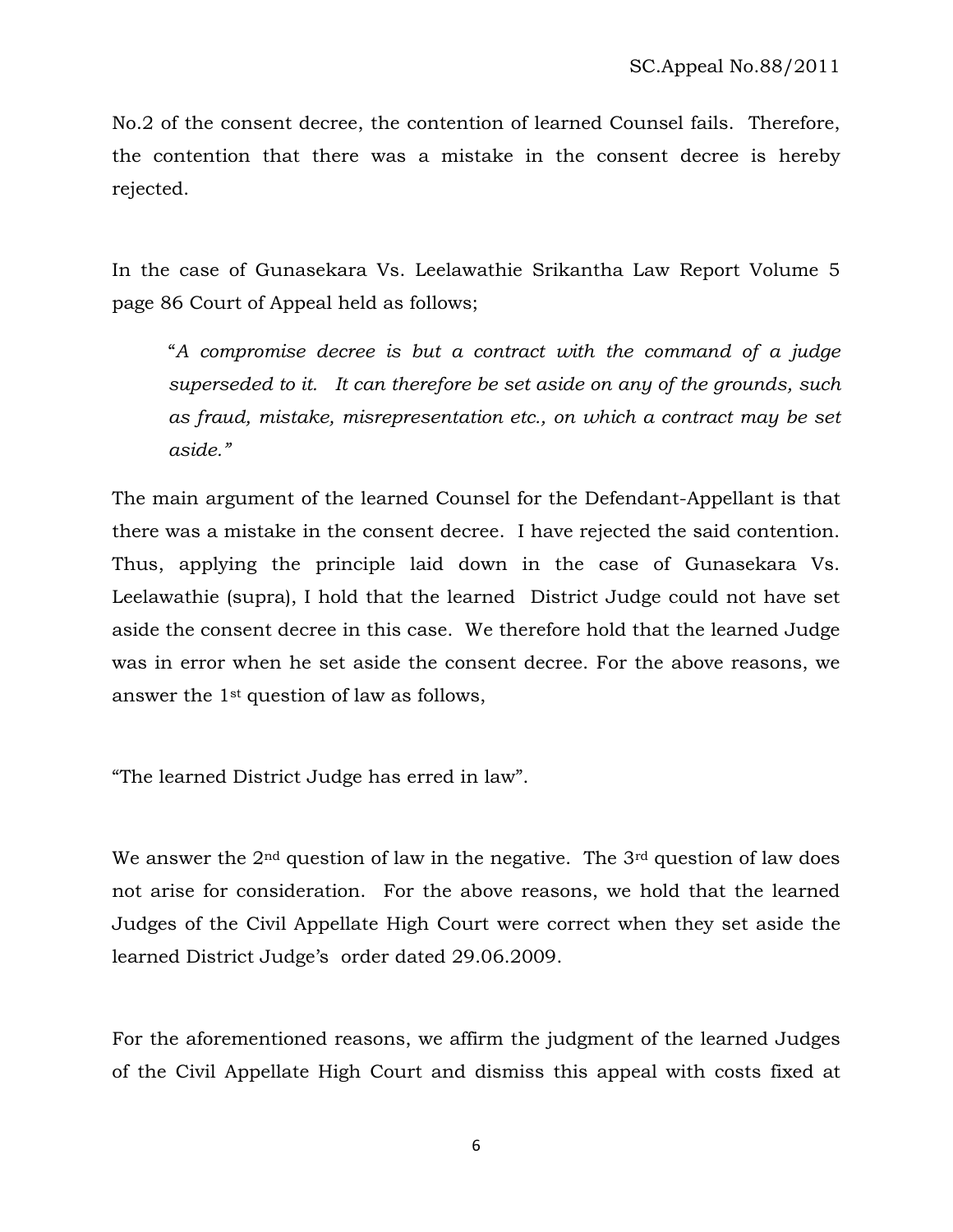No.2 of the consent decree, the contention of learned Counsel fails. Therefore, the contention that there was a mistake in the consent decree is hereby rejected.

In the case of Gunasekara Vs. Leelawathie Srikantha Law Report Volume 5 page 86 Court of Appeal held as follows;

> "*A compromise decree is but a contract with the command of a judge superseded to it. It can therefore be set aside on any of the grounds, such as fraud, mistake, misrepresentation etc., on which a contract may be set aside.*"

The main argument of the learned Counsel for the Defendant-Appellant is that there was a mistake in the consent decree. I have rejected the said contention. Thus, applying the principle laid down in the case of Gunasekara Vs. Leelawathie (supra), I hold that the learned District Judge could not have set aside the consent decree in this case. We therefore hold that the learned Judge was in error when he set aside the consent decree. For the above reasons, we answer the 1st question of law as follows,

"The learned District Judge has erred in law".

We answer the 2nd question of law in the negative. The 3rd question of law does not arise for consideration. For the above reasons, we hold that the learned Judges of the Civil Appellate High Court were correct when they set aside the learned District Judge's order dated 29.06.2009.

For the aforementioned reasons, we affirm the judgment of the learned Judges of the Civil Appellate High Court and dismiss this appeal with costs fixed at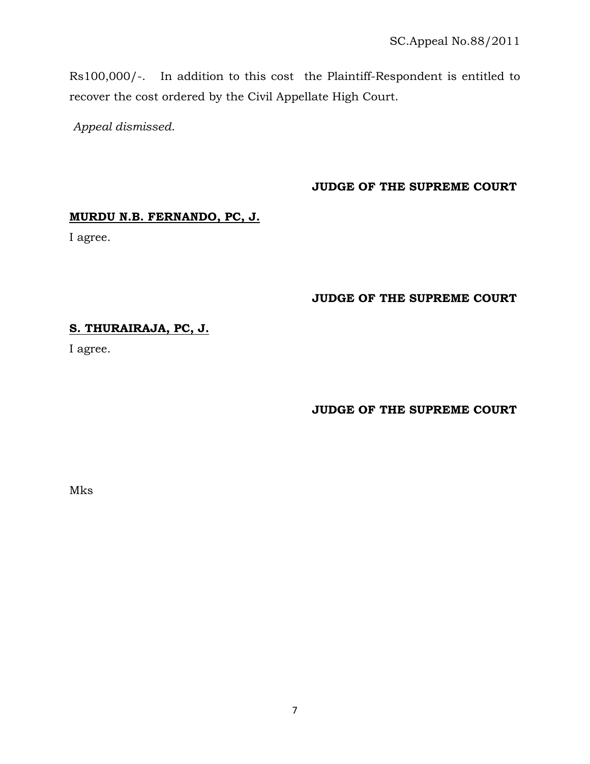Rs100,000/-. In addition to this cost the Plaintiff-Respondent is entitled to recover the cost ordered by the Civil Appellate High Court.

*Appeal dismissed.*

**JUDGE OF THE SUPREME COURT**

**MURDU N.B. FERNANDO, PC, J.**

I agree.

**JUDGE OF THE SUPREME COURT**

**S. THURAIRAJA, PC, J.**

I agree.

**JUDGE OF THE SUPREME COURT**

Mks